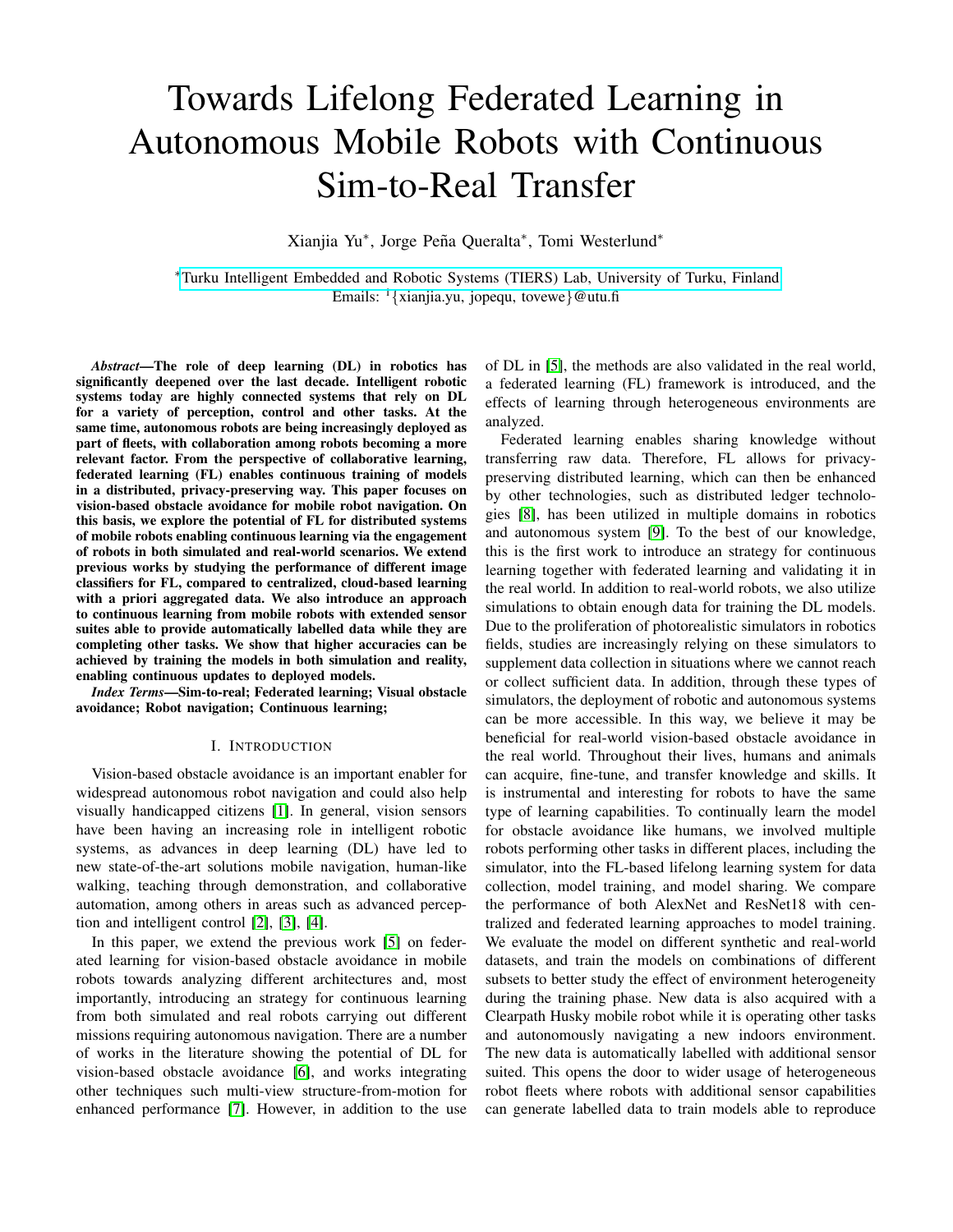# Towards Lifelong Federated Learning in Autonomous Mobile Robots with Continuous Sim-to-Real Transfer

Xianjia Yu*, Jorge Peña Queralta*, Tomi Westerlund*

*Turku Intelligent Embedded and Robotic Systems (TIERS) Lab, University of Turku, Finland
Emails: [1]{xianjia.yu, jopequ, tovewe}@utu.fi

***Abstract*—The role of deep learning (DL) in robotics has significantly deepened over the last decade. Intelligent robotic systems today are highly connected systems that rely on DL for a variety of perception, control and other tasks. At the same time, autonomous robots are being increasingly deployed as part of fleets, with collaboration among robots becoming a more relevant factor. From the perspective of collaborative learning, federated learning (FL) enables continuous training of models in a distributed, privacy-preserving way. This paper focuses on vision-based obstacle avoidance for mobile robot navigation. On this basis, we explore the potential of FL for distributed systems of mobile robots enabling continuous learning via the engagement of robots in both simulated and real-world scenarios. We extend previous works by studying the performance of different image classifiers for FL, compared to centralized, cloud-based learning with a priori aggregated data. We also introduce an approach to continuous learning from mobile robots with extended sensor suites able to provide automatically labelled data while they are completing other tasks. We show that higher accuracies can be achieved by training the models in both simulation and reality, enabling continuous updates to deployed models.**

***Index Terms*—Sim-to-real; Federated learning; Visual obstacle avoidance; Robot navigation; Continuous learning;**

## I. Introduction

Vision-based obstacle avoidance is an important enabler for widespread autonomous robot navigation and could also help visually handicapped citizens [1]. In general, vision sensors have been having an increasing role in intelligent robotic systems, as advances in deep learning (DL) have led to new state-of-the-art solutions mobile navigation, human-like walking, teaching through demonstration, and collaborative automation, among others in areas such as advanced perception and intelligent control [2], [3], [4].

In this paper, we extend the previous work [5] on federated learning for vision-based obstacle avoidance in mobile robots towards analyzing different architectures and, most importantly, introducing an strategy for continuous learning from both simulated and real robots carrying out different missions requiring autonomous navigation. There are a number of works in the literature showing the potential of DL for vision-based obstacle avoidance [6], and works integrating other techniques such multi-view structure-from-motion for enhanced performance [7]. However, in addition to the use of DL in [5], the methods are also validated in the real world, a federated learning (FL) framework is introduced, and the effects of learning through heterogeneous environments are analyzed.

Federated learning enables sharing knowledge without transferring raw data. Therefore, FL allows for privacy-preserving distributed learning, which can then be enhanced by other technologies, such as distributed ledger technologies [8], has been utilized in multiple domains in robotics and autonomous system [9]. To the best of our knowledge, this is the first work to introduce an strategy for continuous learning together with federated learning and validating it in the real world. In addition to real-world robots, we also utilize simulations to obtain enough data for training the DL models. Due to the proliferation of photorealistic simulators in robotics fields, studies are increasingly relying on these simulators to supplement data collection in situations where we cannot reach or collect sufficient data. In addition, through these types of simulators, the deployment of robotic and autonomous systems can be more accessible. In this way, we believe it may be beneficial for real-world vision-based obstacle avoidance in the real world. Throughout their lives, humans and animals can acquire, fine-tune, and transfer knowledge and skills. It is instrumental and interesting for robots to have the same type of learning capabilities. To continually learn the model for obstacle avoidance like humans, we involved multiple robots performing other tasks in different places, including the simulator, into the FL-based lifelong learning system for data collection, model training, and model sharing. We compare the performance of both AlexNet and ResNet18 with centralized and federated learning approaches to model training. We evaluate the model on different synthetic and real-world datasets, and train the models on combinations of different subsets to better study the effect of environment heterogeneity during the training phase. New data is also acquired with a Clearpath Husky mobile robot while it is operating other tasks and autonomously navigating a new indoors environment. The new data is automatically labelled with additional sensor suited. This opens the door to wider usage of heterogeneous robot fleets where robots with additional sensor capabilities can generate labelled data to train models able to reproduce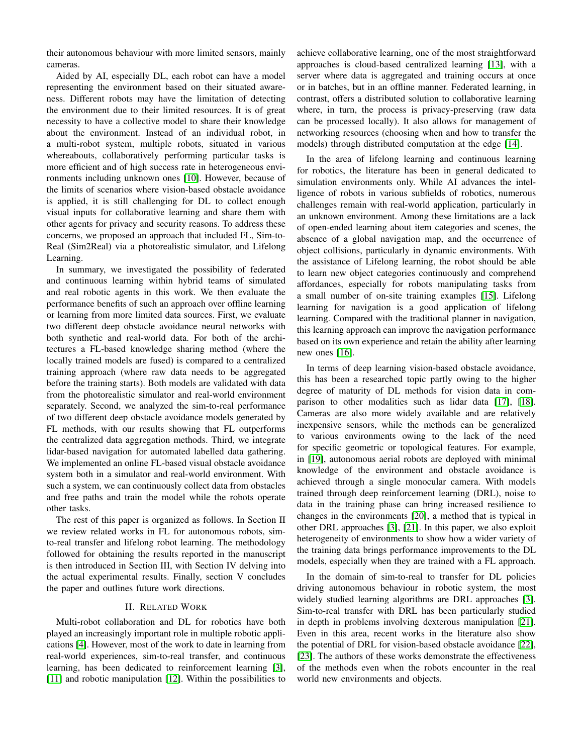their autonomous behaviour with more limited sensors, mainly cameras.

Aided by AI, especially DL, each robot can have a model representing the environment based on their situated awareness. Different robots may have the limitation of detecting the environment due to their limited resources. It is of great necessity to have a collective model to share their knowledge about the environment. Instead of an individual robot, in a multi-robot system, multiple robots, situated in various whereabouts, collaboratively performing particular tasks is more efficient and of high success rate in heterogeneous environments including unknown ones [10]. However, because of the limits of scenarios where vision-based obstacle avoidance is applied, it is still challenging for DL to collect enough visual inputs for collaborative learning and share them with other agents for privacy and security reasons. To address these concerns, we proposed an approach that included FL, Sim-to-Real (Sim2Real) via a photorealistic simulator, and Lifelong Learning.

In summary, we investigated the possibility of federated and continuous learning within hybrid teams of simulated and real robotic agents in this work. We then evaluate the performance benefits of such an approach over offline learning or learning from more limited data sources. First, we evaluate two different deep obstacle avoidance neural networks with both synthetic and real-world data. For both of the architectures a FL-based knowledge sharing method (where the locally trained models are fused) is compared to a centralized training approach (where raw data needs to be aggregated before the training starts). Both models are validated with data from the photorealistic simulator and real-world environment separately. Second, we analyzed the sim-to-real performance of two different deep obstacle avoidance models generated by FL methods, with our results showing that FL outperforms the centralized data aggregation methods. Third, we integrate lidar-based navigation for automated labelled data gathering. We implemented an online FL-based visual obstacle avoidance system both in a simulator and real-world environment. With such a system, we can continuously collect data from obstacles and free paths and train the model while the robots operate other tasks.

The rest of this paper is organized as follows. In Section II we review related works in FL for autonomous robots, sim-to-real transfer and lifelong robot learning. The methodology followed for obtaining the results reported in the manuscript is then introduced in Section III, with Section IV delving into the actual experimental results. Finally, section V concludes the paper and outlines future work directions.

## II. Related Work

Multi-robot collaboration and DL for robotics have both played an increasingly important role in multiple robotic applications [4]. However, most of the work to date in learning from real-world experiences, sim-to-real transfer, and continuous learning, has been dedicated to reinforcement learning [3], [11] and robotic manipulation [12]. Within the possibilities to achieve collaborative learning, one of the most straightforward approaches is cloud-based centralized learning [13], with a server where data is aggregated and training occurs at once or in batches, but in an offline manner. Federated learning, in contrast, offers a distributed solution to collaborative learning where, in turn, the process is privacy-preserving (raw data can be processed locally). It also allows for management of networking resources (choosing when and how to transfer the models) through distributed computation at the edge [14].

In the area of lifelong learning and continuous learning for robotics, the literature has been in general dedicated to simulation environments only. While AI advances the intelligence of robots in various subfields of robotics, numerous challenges remain with real-world application, particularly in an unknown environment. Among these limitations are a lack of open-ended learning about item categories and scenes, the absence of a global navigation map, and the occurrence of object collisions, particularly in dynamic environments. With the assistance of Lifelong learning, the robot should be able to learn new object categories continuously and comprehend affordances, especially for robots manipulating tasks from a small number of on-site training examples [15]. Lifelong learning for navigation is a good application of lifelong learning. Compared with the traditional planner in navigation, this learning approach can improve the navigation performance based on its own experience and retain the ability after learning new ones [16].

In terms of deep learning vision-based obstacle avoidance, this has been a researched topic partly owing to the higher degree of maturity of DL methods for vision data in comparison to other modalities such as lidar data [17], [18]. Cameras are also more widely available and are relatively inexpensive sensors, while the methods can be generalized to various environments owing to the lack of the need for specific geometric or topological features. For example, in [19], autonomous aerial robots are deployed with minimal knowledge of the environment and obstacle avoidance is achieved through a single monocular camera. With models trained through deep reinforcement learning (DRL), noise to data in the training phase can bring increased resilience to changes in the environments [20], a method that is typical in other DRL approaches [3], [21]. In this paper, we also exploit heterogeneity of environments to show how a wider variety of the training data brings performance improvements to the DL models, especially when they are trained with a FL approach.

In the domain of sim-to-real to transfer for DL policies driving autonomous behaviour in robotic system, the most widely studied learning algorithms are DRL approaches [3]. Sim-to-real transfer with DRL has been particularly studied in depth in problems involving dexterous manipulation [21]. Even in this area, recent works in the literature also show the potential of DRL for vision-based obstacle avoidance [22], [23]. The authors of these works demonstrate the effectiveness of the methods even when the robots encounter in the real world new environments and objects.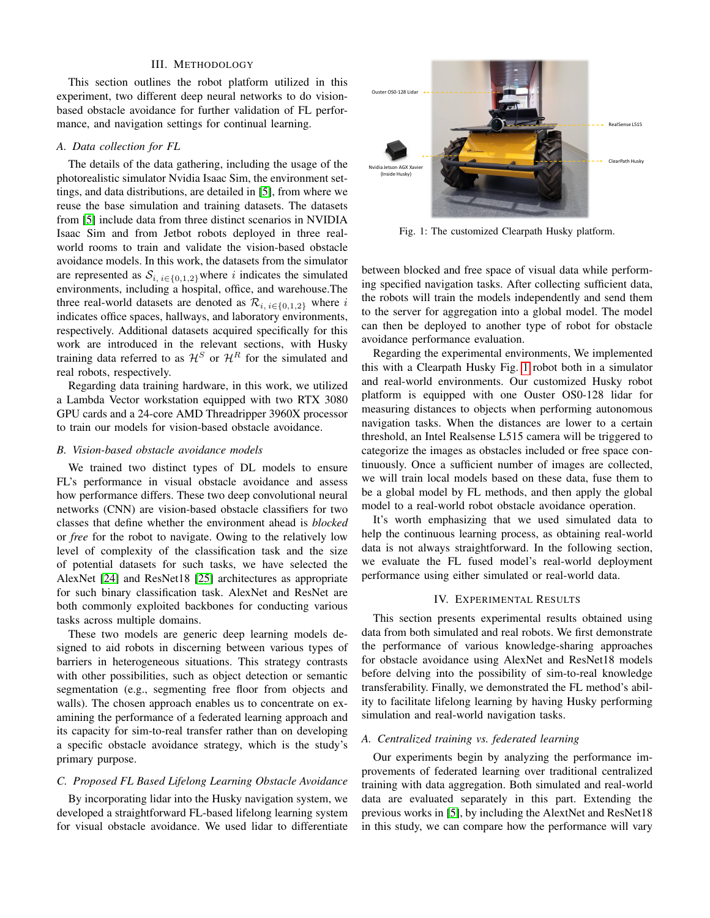## III. Methodology

This section outlines the robot platform utilized in this experiment, two different deep neural networks to do vision-based obstacle avoidance for further validation of FL performance, and navigation settings for continual learning.

### A. Data collection for FL

The details of the data gathering, including the usage of the photorealistic simulator Nvidia Isaac Sim, the environment settings, and data distributions, are detailed in [5], from where we reuse the base simulation and training datasets. The datasets from [5] include data from three distinct scenarios in NVIDIA Isaac Sim and from Jetbot robots deployed in three real-world rooms to train and validate the vision-based obstacle avoidance models. In this work, the datasets from the simulator are represented as $\mathcal{S}_{i,\, i\in\{0,1,2\}}$where $i$ indicates the simulated environments, including a hospital, office, and warehouse.The three real-world datasets are denoted as $\mathcal{R}_{i,\, i\in\{0,1,2\}}$ where $i$ indicates office spaces, hallways, and laboratory environments, respectively. Additional datasets acquired specifically for this work are introduced in the relevant sections, with Husky training data referred to as $\mathcal{H}^S$ or $\mathcal{H}^R$ for the simulated and real robots, respectively.

Regarding data training hardware, in this work, we utilized a Lambda Vector workstation equipped with two RTX 3080 GPU cards and a 24-core AMD Threadripper 3960X processor to train our models for vision-based obstacle avoidance.

### B. Vision-based obstacle avoidance models

We trained two distinct types of DL models to ensure FL's performance in visual obstacle avoidance and assess how performance differs. These two deep convolutional neural networks (CNN) are vision-based obstacle classifiers for two classes that define whether the environment ahead is *blocked* or *free* for the robot to navigate. Owing to the relatively low level of complexity of the classification task and the size of potential datasets for such tasks, we have selected the AlexNet [24] and ResNet18 [25] architectures as appropriate for such binary classification task. AlexNet and ResNet are both commonly exploited backbones for conducting various tasks across multiple domains.

These two models are generic deep learning models designed to aid robots in discerning between various types of barriers in heterogeneous situations. This strategy contrasts with other possibilities, such as object detection or semantic segmentation (e.g., segmenting free floor from objects and walls). The chosen approach enables us to concentrate on examining the performance of a federated learning approach and its capacity for sim-to-real transfer rather than on developing a specific obstacle avoidance strategy, which is the study's primary purpose.

### C. Proposed FL Based Lifelong Learning Obstacle Avoidance

By incorporating lidar into the Husky navigation system, we developed a straightforward FL-based lifelong learning system for visual obstacle avoidance. We used lidar to differentiate between blocked and free space of visual data while performing specified navigation tasks. After collecting sufficient data, the robots will train the models independently and send them to the server for aggregation into a global model. The model can then be deployed to another type of robot for obstacle avoidance performance evaluation.

Fig. 1: The customized Clearpath Husky platform.

Regarding the experimental environments, We implemented this with a Clearpath Husky Fig. 1 robot both in a simulator and real-world environments. Our customized Husky robot platform is equipped with one Ouster OS0-128 lidar for measuring distances to objects when performing autonomous navigation tasks. When the distances are lower to a certain threshold, an Intel Realsense L515 camera will be triggered to categorize the images as obstacles included or free space continuously. Once a sufficient number of images are collected, we will train local models based on these data, fuse them to be a global model by FL methods, and then apply the global model to a real-world robot obstacle avoidance operation.

It's worth emphasizing that we used simulated data to help the continuous learning process, as obtaining real-world data is not always straightforward. In the following section, we evaluate the FL fused model's real-world deployment performance using either simulated or real-world data.

## IV. Experimental Results

This section presents experimental results obtained using data from both simulated and real robots. We first demonstrate the performance of various knowledge-sharing approaches for obstacle avoidance using AlexNet and ResNet18 models before delving into the possibility of sim-to-real knowledge transferability. Finally, we demonstrated the FL method's ability to facilitate lifelong learning by having Husky performing simulation and real-world navigation tasks.

### A. Centralized training vs. federated learning

Our experiments begin by analyzing the performance improvements of federated learning over traditional centralized training with data aggregation. Both simulated and real-world data are evaluated separately in this part. Extending the previous works in [5], by including the AlextNet and ResNet18 in this study, we can compare how the performance will vary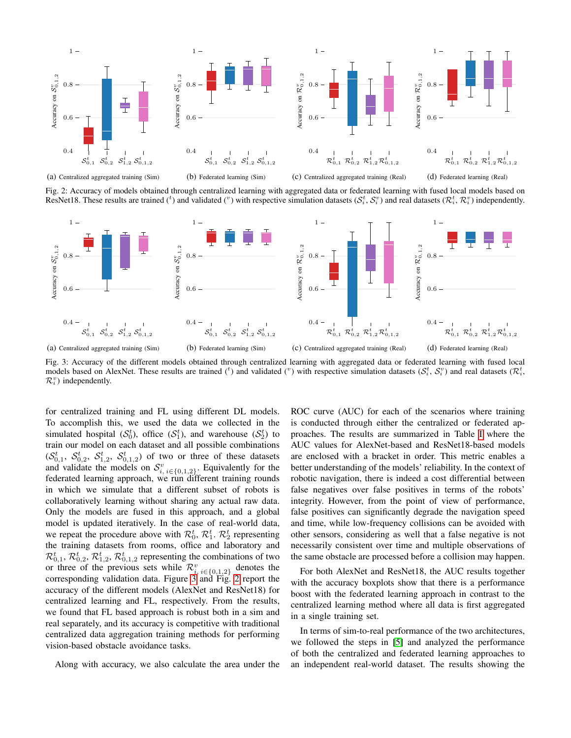(a) Centralized aggregated training (Sim) (b) Federated learning (Sim) (c) Centralized aggregated training (Real) (d) Federated learning (Real)

Fig. 2: Accuracy of models obtained through centralized learning with aggregated data or federated learning with fused local models based on ResNet18. These results are trained ($^t$) and validated ($^v$) with respective simulation datasets ($\mathcal{S}_i^t$, $\mathcal{S}_i^v$) and real datasets ($\mathcal{R}_i^t$, $\mathcal{R}_i^v$) independently.

(a) Centralized aggregated training (Sim) (b) Federated learning (Sim) (c) Centralized aggregated training (Real) (d) Federated learning (Real)

Fig. 3: Accuracy of the different models obtained through centralized learning with aggregated data or federated learning with fused local models based on AlexNet. These results are trained ($^t$) and validated ($^v$) with respective simulation datasets ($\mathcal{S}_i^t$, $\mathcal{S}_i^v$) and real datasets ($\mathcal{R}_i^t$, $\mathcal{R}_i^v$) independently.

for centralized training and FL using different DL models. To accomplish this, we used the data we collected in the simulated hospital ($\mathcal{S}_0^t$), office ($\mathcal{S}_1^t$), and warehouse ($\mathcal{S}_2^t$) to train our model on each dataset and all possible combinations ($\mathcal{S}_{0,1}^t$, $\mathcal{S}_{0,2}^t$, $\mathcal{S}_{1,2}^t$, $\mathcal{S}_{0,1,2}^t$) of two or three of these datasets and validate the models on $\mathcal{S}_{i,\, i\in\{0,1,2\}}^v$. Equivalently for the federated learning approach, we run different training rounds in which we simulate that a different subset of robots is collaboratively learning without sharing any actual raw data. Only the models are fused in this approach, and a global model is updated iteratively. In the case of real-world data, we repeat the procedure above with $\mathcal{R}_0^t$, $\mathcal{R}_1^t$. $\mathcal{R}_2^t$ representing the training datasets from rooms, office and laboratory and $\mathcal{R}_{0,1}^t$, $\mathcal{R}_{0,2}^t$, $\mathcal{R}_{1,2}^t$, $\mathcal{R}_{0,1,2}^t$ representing the combinations of two or three of the previous sets while $\mathcal{R}_{i,\, i\in\{0,1,2\}}^v$ denotes the corresponding validation data. Figure 3 and Fig. 2 report the accuracy of the different models (AlexNet and ResNet18) for centralized learning and FL, respectively. From the results, we found that FL based approach is robust both in a sim and real separately, and its accuracy is competitive with traditional centralized data aggregation training methods for performing vision-based obstacle avoidance tasks.

Along with accuracy, we also calculate the area under the ROC curve (AUC) for each of the scenarios where training is conducted through either the centralized or federated approaches. The results are summarized in Table I where the AUC values for AlexNet-based and ResNet18-based models are enclosed with a bracket in order. This metric enables a better understanding of the models' reliability. In the context of robotic navigation, there is indeed a cost differential between false negatives over false positives in terms of the robots' integrity. However, from the point of view of performance, false positives can significantly degrade the navigation speed and time, while low-frequency collisions can be avoided with other sensors, considering as well that a false negative is not necessarily consistent over time and multiple observations of the same obstacle are processed before a collision may happen.

For both AlexNet and ResNet18, the AUC results together with the accuracy boxplots show that there is a performance boost with the federated learning approach in contrast to the centralized learning method where all data is first aggregated in a single training set.

In terms of sim-to-real performance of the two architectures, we followed the steps in [5] and analyzed the performance of both the centralized and federated learning approaches to an independent real-world dataset. The results showing the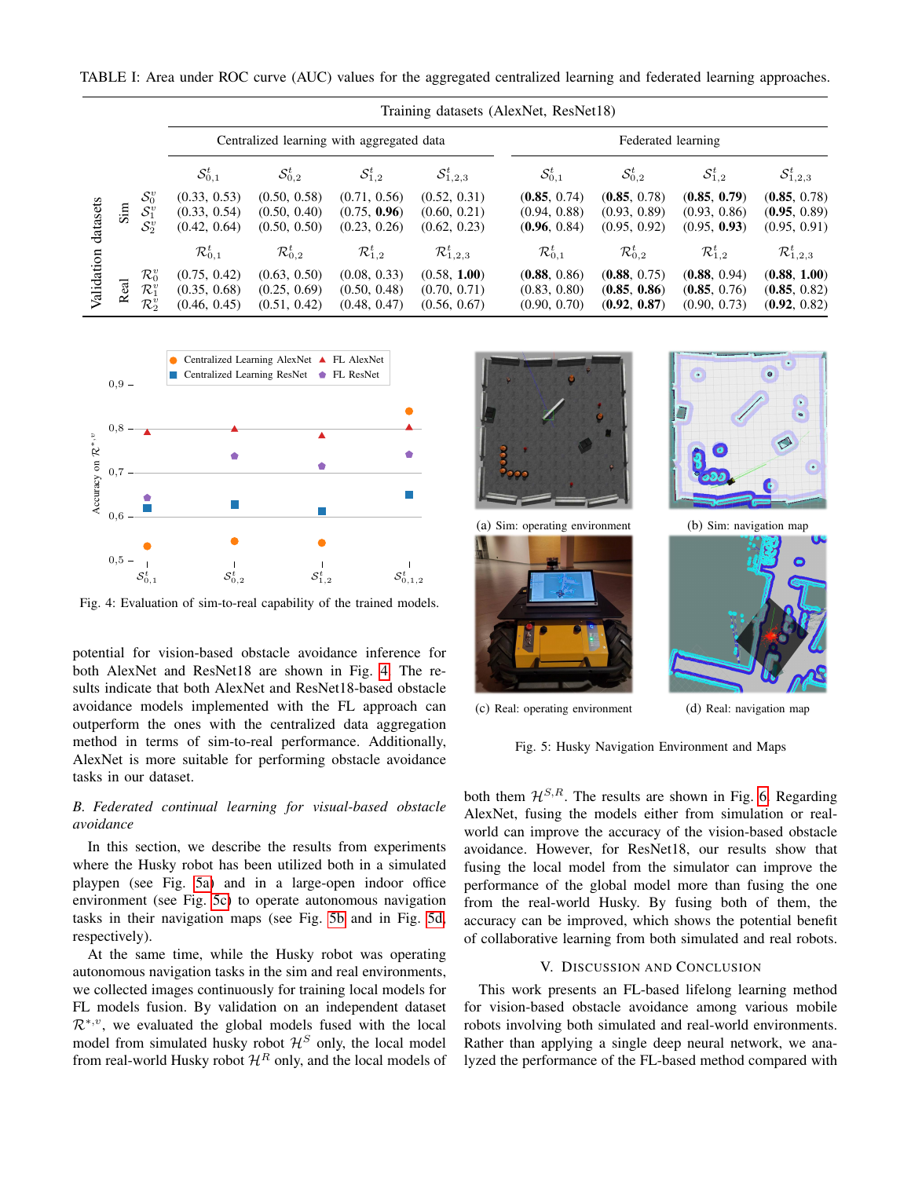TABLE I: Area under ROC curve (AUC) values for the aggregated centralized learning and federated learning approaches.

| | | Training datasets (AlexNet, ResNet18) | | | | | | | |
|---|---|---|---|---|---|---|---|---|---|
| | | Centralized learning with aggregated data | | | | Federated learning | | | |
| | | $\mathcal{S}^t_{0,1}$ | $\mathcal{S}^t_{0,2}$ | $\mathcal{S}^t_{1,2}$ | $\mathcal{S}^t_{1,2,3}$ | $\mathcal{S}^t_{0,1}$ | $\mathcal{S}^t_{0,2}$ | $\mathcal{S}^t_{1,2}$ | $\mathcal{S}^t_{1,2,3}$ |
| Validation datasets, Sim | $\mathcal{S}^v_0$ | (0.33, 0.53) | (0.50, 0.58) | (0.71, 0.56) | (0.52, 0.31) | (**0.85**, 0.74) | (**0.85**, 0.78) | (**0.85**, **0.79**) | (**0.85**, 0.78) |
| | $\mathcal{S}^v_1$ | (0.33, 0.54) | (0.50, 0.40) | (0.75, **0.96**) | (0.60, 0.21) | (0.94, 0.88) | (0.93, 0.89) | (0.93, 0.86) | (**0.95**, 0.89) |
| | $\mathcal{S}^v_2$ | (0.42, 0.64) | (0.50, 0.50) | (0.23, 0.26) | (0.62, 0.23) | (**0.96**, 0.84) | (0.95, 0.92) | (0.95, **0.93**) | (0.95, 0.91) |
| | | $\mathcal{R}^t_{0,1}$ | $\mathcal{R}^t_{0,2}$ | $\mathcal{R}^t_{1,2}$ | $\mathcal{R}^t_{1,2,3}$ | $\mathcal{R}^t_{0,1}$ | $\mathcal{R}^t_{0,2}$ | $\mathcal{R}^t_{1,2}$ | $\mathcal{R}^t_{1,2,3}$ |
| Validation datasets, Real | $\mathcal{R}^v_0$ | (0.75, 0.42) | (0.63, 0.50) | (0.08, 0.33) | (0.58, **1.00**) | (**0.88**, 0.86) | (**0.88**, 0.75) | (**0.88**, 0.94) | (**0.88**, **1.00**) |
| | $\mathcal{R}^v_1$ | (0.35, 0.68) | (0.25, 0.69) | (0.50, 0.48) | (0.70, 0.71) | (0.83, 0.80) | (**0.85**, **0.86**) | (**0.85**, 0.76) | (**0.85**, 0.82) |
| | $\mathcal{R}^v_2$ | (0.46, 0.45) | (0.51, 0.42) | (0.48, 0.47) | (0.56, 0.67) | (0.90, 0.70) | (**0.92**, **0.87**) | (0.90, 0.73) | (**0.92**, 0.82) |

Fig. 4: Evaluation of sim-to-real capability of the trained models.

(a) Sim: operating environment (b) Sim: navigation map (c) Real: operating environment (d) Real: navigation map

Fig. 5: Husky Navigation Environment and Maps

potential for vision-based obstacle avoidance inference for both AlexNet and ResNet18 are shown in Fig. 4. The results indicate that both AlexNet and ResNet18-based obstacle avoidance models implemented with the FL approach can outperform the ones with the centralized data aggregation method in terms of sim-to-real performance. Additionally, AlexNet is more suitable for performing obstacle avoidance tasks in our dataset.

### *B. Federated continual learning for visual-based obstacle avoidance*

In this section, we describe the results from experiments where the Husky robot has been utilized both in a simulated playpen (see Fig. 5a) and in a large-open indoor office environment (see Fig. 5c) to operate autonomous navigation tasks in their navigation maps (see Fig. 5b and in Fig. 5d, respectively).

At the same time, while the Husky robot was operating autonomous navigation tasks in the sim and real environments, we collected images continuously for training local models for FL models fusion. By validation on an independent dataset $\mathcal{R}^{*,v}$, we evaluated the global models fused with the local model from simulated husky robot $\mathcal{H}^S$ only, the local model from real-world Husky robot $\mathcal{H}^R$ only, and the local models of both them $\mathcal{H}^{S,R}$. The results are shown in Fig. 6. Regarding AlexNet, fusing the models either from simulation or real-world can improve the accuracy of the vision-based obstacle avoidance. However, for ResNet18, our results show that fusing the local model from the simulator can improve the performance of the global model more than fusing the one from the real-world Husky. By fusing both of them, the accuracy can be improved, which shows the potential benefit of collaborative learning from both simulated and real robots.

## V. Discussion and Conclusion

This work presents an FL-based lifelong learning method for vision-based obstacle avoidance among various mobile robots involving both simulated and real-world environments. Rather than applying a single deep neural network, we analyzed the performance of the FL-based method compared with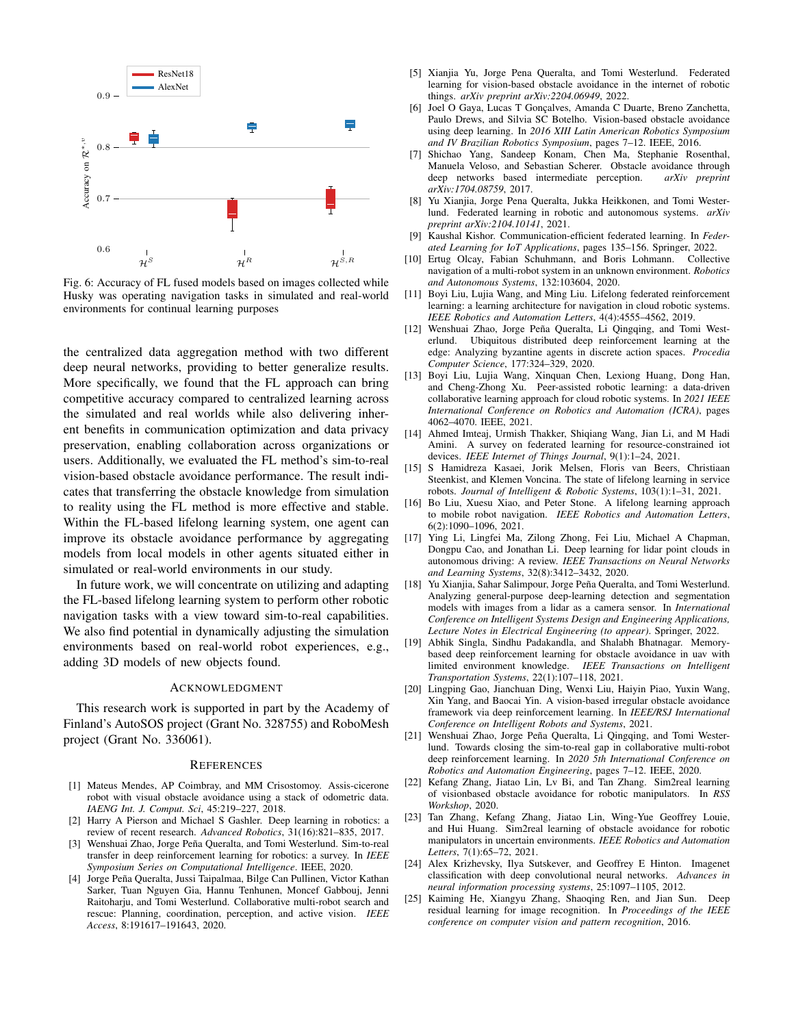ResNet18
AlexNet
0.9
0.8
0.7
0.6
Accuracy on $\mathcal{R}^{*,v}$
$\mathcal{H}^S$
$\mathcal{H}^R$
$\mathcal{H}^{S,R}$

Fig. 6: Accuracy of FL fused models based on images collected while Husky was operating navigation tasks in simulated and real-world environments for continual learning purposes

the centralized data aggregation method with two different deep neural networks, providing to better generalize results. More specifically, we found that the FL approach can bring competitive accuracy compared to centralized learning across the simulated and real worlds while also delivering inherent benefits in communication optimization and data privacy preservation, enabling collaboration across organizations or users. Additionally, we evaluated the FL method's sim-to-real vision-based obstacle avoidance performance. The result indicates that transferring the obstacle knowledge from simulation to reality using the FL method is more effective and stable. Within the FL-based lifelong learning system, one agent can improve its obstacle avoidance performance by aggregating models from local models in other agents situated either in simulated or real-world environments in our study.

In future work, we will concentrate on utilizing and adapting the FL-based lifelong learning system to perform other robotic navigation tasks with a view toward sim-to-real capabilities. We also find potential in dynamically adjusting the simulation environments based on real-world robot experiences, e.g., adding 3D models of new objects found.

## Acknowledgment

This research work is supported in part by the Academy of Finland's AutoSOS project (Grant No. 328755) and RoboMesh project (Grant No. 336061).

## References

[1] Mateus Mendes, AP Coimbray, and MM Crisostomoy. Assis-cicerone robot with visual obstacle avoidance using a stack of odometric data. *IAENG Int. J. Comput. Sci*, 45:219–227, 2018.

[2] Harry A Pierson and Michael S Gashler. Deep learning in robotics: a review of recent research. *Advanced Robotics*, 31(16):821–835, 2017.

[3] Wenshuai Zhao, Jorge Peña Queralta, and Tomi Westerlund. Sim-to-real transfer in deep reinforcement learning for robotics: a survey. In *IEEE Symposium Series on Computational Intelligence*. IEEE, 2020.

[4] Jorge Peña Queralta, Jussi Taipalmaa, Bilge Can Pullinen, Victor Kathan Sarker, Tuan Nguyen Gia, Hannu Tenhunen, Moncef Gabbouj, Jenni Raitoharju, and Tomi Westerlund. Collaborative multi-robot search and rescue: Planning, coordination, perception, and active vision. *IEEE Access*, 8:191617–191643, 2020.

[5] Xianjia Yu, Jorge Pena Queralta, and Tomi Westerlund. Federated learning for vision-based obstacle avoidance in the internet of robotic things. *arXiv preprint arXiv:2204.06949*, 2022.

[6] Joel O Gaya, Lucas T Gonçalves, Amanda C Duarte, Breno Zanchetta, Paulo Drews, and Silvia SC Botelho. Vision-based obstacle avoidance using deep learning. In *2016 XIII Latin American Robotics Symposium and IV Brazilian Robotics Symposium*, pages 7–12. IEEE, 2016.

[7] Shichao Yang, Sandeep Konam, Chen Ma, Stephanie Rosenthal, Manuela Veloso, and Sebastian Scherer. Obstacle avoidance through deep networks based intermediate perception. *arXiv preprint arXiv:1704.08759*, 2017.

[8] Yu Xianjia, Jorge Pena Queralta, Jukka Heikkonen, and Tomi Westerlund. Federated learning in robotic and autonomous systems. *arXiv preprint arXiv:2104.10141*, 2021.

[9] Kaushal Kishor. Communication-efficient federated learning. In *Federated Learning for IoT Applications*, pages 135–156. Springer, 2022.

[10] Ertug Olcay, Fabian Schuhmann, and Boris Lohmann. Collective navigation of a multi-robot system in an unknown environment. *Robotics and Autonomous Systems*, 132:103604, 2020.

[11] Boyi Liu, Lujia Wang, and Ming Liu. Lifelong federated reinforcement learning: a learning architecture for navigation in cloud robotic systems. *IEEE Robotics and Automation Letters*, 4(4):4555–4562, 2019.

[12] Wenshuai Zhao, Jorge Peña Queralta, Li Qingqing, and Tomi Westerlund. Ubiquitous distributed deep reinforcement learning at the edge: Analyzing byzantine agents in discrete action spaces. *Procedia Computer Science*, 177:324–329, 2020.

[13] Boyi Liu, Lujia Wang, Xinquan Chen, Lexiong Huang, Dong Han, and Cheng-Zhong Xu. Peer-assisted robotic learning: a data-driven collaborative learning approach for cloud robotic systems. In *2021 IEEE International Conference on Robotics and Automation (ICRA)*, pages 4062–4070. IEEE, 2021.

[14] Ahmed Imteaj, Urmish Thakker, Shiqiang Wang, Jian Li, and M Hadi Amini. A survey on federated learning for resource-constrained iot devices. *IEEE Internet of Things Journal*, 9(1):1–24, 2021.

[15] S Hamidreza Kasaei, Jorik Melsen, Floris van Beers, Christiaan Steenkist, and Klemen Voncina. The state of lifelong learning in service robots. *Journal of Intelligent & Robotic Systems*, 103(1):1–31, 2021.

[16] Bo Liu, Xuesu Xiao, and Peter Stone. A lifelong learning approach to mobile robot navigation. *IEEE Robotics and Automation Letters*, 6(2):1090–1096, 2021.

[17] Ying Li, Lingfei Ma, Zilong Zhong, Fei Liu, Michael A Chapman, Dongpu Cao, and Jonathan Li. Deep learning for lidar point clouds in autonomous driving: A review. *IEEE Transactions on Neural Networks and Learning Systems*, 32(8):3412–3432, 2020.

[18] Yu Xianjia, Sahar Salimpour, Jorge Peña Queralta, and Tomi Westerlund. Analyzing general-purpose deep-learning detection and segmentation models with images from a lidar as a camera sensor. In *International Conference on Intelligent Systems Design and Engineering Applications, Lecture Notes in Electrical Engineering (to appear)*. Springer, 2022.

[19] Abhik Singla, Sindhu Padakandla, and Shalabh Bhatnagar. Memory-based deep reinforcement learning for obstacle avoidance in uav with limited environment knowledge. *IEEE Transactions on Intelligent Transportation Systems*, 22(1):107–118, 2021.

[20] Lingping Gao, Jianchuan Ding, Wenxi Liu, Haiyin Piao, Yuxin Wang, Xin Yang, and Baocai Yin. A vision-based irregular obstacle avoidance framework via deep reinforcement learning. In *IEEE/RSJ International Conference on Intelligent Robots and Systems*, 2021.

[21] Wenshuai Zhao, Jorge Peña Queralta, Li Qingqing, and Tomi Westerlund. Towards closing the sim-to-real gap in collaborative multi-robot deep reinforcement learning. In *2020 5th International Conference on Robotics and Automation Engineering*, pages 7–12. IEEE, 2020.

[22] Kefang Zhang, Jiatao Lin, Lv Bi, and Tan Zhang. Sim2real learning of visionbased obstacle avoidance for robotic manipulators. In *RSS Workshop*, 2020.

[23] Tan Zhang, Kefang Zhang, Jiatao Lin, Wing-Yue Geoffrey Louie, and Hui Huang. Sim2real learning of obstacle avoidance for robotic manipulators in uncertain environments. *IEEE Robotics and Automation Letters*, 7(1):65–72, 2021.

[24] Alex Krizhevsky, Ilya Sutskever, and Geoffrey E Hinton. Imagenet classification with deep convolutional neural networks. *Advances in neural information processing systems*, 25:1097–1105, 2012.

[25] Kaiming He, Xiangyu Zhang, Shaoqing Ren, and Jian Sun. Deep residual learning for image recognition. In *Proceedings of the IEEE conference on computer vision and pattern recognition*, 2016.